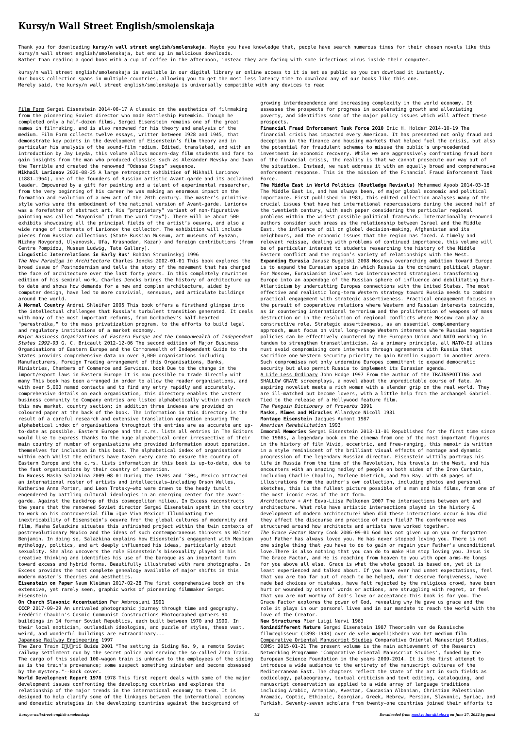# Kursy/n Wall Street English/smolenskaja

Thank you for downloading **kursy/n wall street english/smolenskaja**. Maybe you have knowledge that, people have search numerous times for their chosen novels like this kursy/n wall street english/smolenskaja, but end up in malicious downloads.
Rather than reading a good book with a cup of coffee in the afternoon, instead they are facing with some infectious virus inside their computer.

kursy/n wall street english/smolenskaja is available in our digital library an online access to it is set as public so you can download it instantly.
Our books collection spans in multiple countries, allowing you to get the most less latency time to download any of our books like this one.
Merely said, the kursy/n wall street english/smolenskaja is universally compatible with any devices to read

Film Form Sergei Eisenstein 2014-06-17 A classic on the aesthetics of filmmaking from the pioneering Soviet director who made Battleship Potemkin. Though he completed only a half-dozen films, Sergei Eisenstein remains one of the great names in filmmaking, and is also renowned for his theory and analysis of the medium. Film Form collects twelve essays, written between 1928 and 1945, that demonstrate key points in the development of Eisenstein's film theory and in particular his analysis of the sound-film medium. Edited, translated, and with an introduction by Jay Leyda, this volume allows modern-day film students and fans to gain insights from the man who produced classics such as Alexander Nevsky and Ivan the Terrible and created the renowned "Odessa Steps" sequence.

**Mikhail Larionov** 2020-08-25 A large retrospect exhibition of Mikhail Larionov (1881–1964), one of the founders of Russian artistic Avant-garde and its acclaimed leader. Empowered by a gift for painting and a talent of experimental researcher, from the very beginning of his career he was making an enormous impact on the formation and evolution of a new art of the 20th century. The master's primitive-style works were the embodiment of the national version of Avant-garde. Larionov was a forefather of abstract art. His "proprietary" variant of non-figurative painting was called "Rayonism" (from the word "ray"). There will be about 500 exhibits showcasing all the principal fields of the artist's oeuvre, and also a wide range of interests of Larionov the collector. The exhibition will include pieces from Russian collections (State Russian Museum, art museums of Ryazan, Nizhny Novgorod, Ulyanovsk, Ufa, Krasnodar, Kazan) and foreign contributions (from Centre Pompidou, Museum Ludwig, Tate Gallery).

**Linguistic Interrelations in Early Rus'** Bohdan Struminskyj 1996

*The New Paradigm in Architecture* Charles Jencks 2002-01-01 This book explores the broad issue of Postmodernism and tells the story of the movement that has changed the face of architecture over the last forty years. In this completely rewritten edition of his seminal work, Charles Jencks brings the history of architecture up to date and shows how demands for a new and complex architecture, aided by computer design, have led to more convivial, sensuous, and articulate buildings around the world.

**A Normal Country** Andrei Shleifer 2005 This book offers a firsthand glimpse into the intellectual challenges that Russia's turbulent transition generated. It deals with many of the most important reforms, from Gorbachev's half-hearted "perestroika," to the mass privatization program, to the efforts to build legal and regulatory institutions of a market economy.

*Major Business Organizations of Eastern Europe and the Commonwealth of Independent States 1992-93* G. C. Bricault 2012-12-06 The second edition of Major Business Organisations of Eastern Europe and the Commonwealth of Independent Guide to the States provides comprehensive data on over 3,000 organisations including Manufacturers, Foreign Trading arrangement of this Organisations, Banks, Ministries, Chambers of Commerce and Services. book Due to the change in the import/export laws in Eastern Europe it is now possible to trade directly with many This book has been arranged in order to allow the reader organisations, and with over 5,000 named contacts and to find any entry rapidly and accurately. comprehensive details on each organisation, this directory enables the western business community to Company entries are listed alphabetically within each reach this new market. country section; in addition three indexes are provided on coloured paper at the back of the book. The information in this directory is the result of a careful research and extensive translation operation ensuring The alphabetical index of organisations throughout the entries are as accurate and up-to-date as possible. Eastern Europe and the c.rs. lists all entries in The Editors would like to express thanks to the huge alphabetical order irrespective of their main country of number of organisations who provided information about operation. themselves for inclusion in this book. The alphabetical index of organisations within each Whilst the editors have taken every care to ensure the country of Eastern Europe and the c.rs. lists information in this book is up-to-date, due to the fast organisations by their country of operation.

**In Excess** Masha Salazkina 2009-08-01 During the 1920s and '30s, Mexico attracted an international roster of artists and intellectuals—including Orson Welles, Katherine Anne Porter, and Leon Trotsky—who were drawn to the heady tumult engendered by battling cultural ideologies in an emerging center for the avant-garde. Against the backdrop of this cosmopolitan milieu, In Excess reconstructs the years that the renowned Soviet director Sergei Eisenstein spent in the country to work on his controversial film ¡Que Viva Mexico! Illuminating the inextricability of Eisenstein's oeuvre from the global cultures of modernity and film, Masha Salazkina situates this unfinished project within the twin contexts of postrevolutionary Mexico and the ideas of such contemporaneous thinkers as Walter Benjamin. In doing so, Salazkina explains how Eisenstein's engagement with Mexican mythology, politics, and art deeply influenced his ideas, particularly about sexuality. She also uncovers the role Eisenstein's bisexuality played in his creative thinking and identifies his use of the baroque as an important turn toward excess and hybrid forms. Beautifully illustrated with rare photographs, In Excess provides the most complete genealogy available of major shifts in this modern master's theories and aesthetics.

**Eisenstein on Paper** Naum Kleiman 2017-02-28 The first comprehensive book on the extensive, yet rarely seen, graphic works of pioneering filmmaker Sergei Eisenstein

**On Church Slavonic Accentuation** Per Ambrosiani 1991

**CCCP** 2017-09-29 An unrivaled photographic journey through time and geography, Frédéric Chaubin's Cosmic Communist Constructions Photographed gathers 90 buildings in 14 former Soviet Republics, each built between 1970 and 1990. In their local exoticism, outlandish ideologies, and puzzle of styles, these vast, weird, and wonderful buildings are extraordinary...

Japanese Railway Engineering 1997

The Zero Train I︠U︡rii Buĭda 2001 "The setting is Siding No. 9, a remote Soviet railway settlement run by the secret police and serving the so-called Zero Train. The cargo of this sealed 100-wagon train is unknown to the employees of the siding as is the train's provenance; some suspect something sinister and become obsessed by the mystery."--Back cover.

**World Development Report 1978** 1978 This first report deals with some of the major development issues confronting the developing countries and explores the relationship of the major trends in the international economy to them. It is designed to help clarify some of the linkages between the international economy and domestic strategies in the developing countries against the background of growing interdependence and increasing complexity in the world economy. It assesses the prospects for progress in accelerating growth and alleviating poverty, and identifies some of the major policy issues which will affect these prospects.

**Financial Fraud Enforcement Task Force 2010** Eric H. Holder 2014-10-19 The financial crisis has impacted every American. It has presented not only fraud and deception in the finance and housing markets that helped fuel the crisis, but also the potential for fraudulent schemes to misuse the public's unprecedented investment in economic recovery. While we are aggressively confronting fraud born of the financial crisis, the reality is that we cannot prosecute our way out of the situation. Instead, we must address it with an equally broad and comprehensive enforcement response. This is the mission of the Financial Fraud Enforcement Task Force.

**The Middle East in World Politics (Routledge Revivals)** Mohammed Ayoob 2014-03-18 The Middle East is, and has always been, of major global economic and political importance. First published in 1981, this edited collection analyses many of the crucial issues that have had international repercussions during the second half of the twentieth century, with each paper considering the particular regional problems within the widest possible political framework. Internationally renowned authors consider such areas as the relationship between Israel and the Middle East, the influence of oil on global decision-making, Afghanistan and its neighbours, and the economic issues that the region has faced. A timely and relevant reissue, dealing with problems of continued importance, this volume will be of particular interest to students researching the history of the Middle Eastern conflict and the region's variety of relationships with the West.

**Expanding Eurasia** Janusz Bugajski 2008 Moscows overarching ambition toward Europe is to expand the Eurasian space in which Russia is the dominant political player. For Moscow, Eurasianism involves two interconnected strategies: transforming Europe into an appendage of the Russian sphere of influence and debilitating Euro-Atlanticism by undercutting Europes connections with the United States. The most effective and realistic long-term Western strategy toward Russia needs to combine practical engagement with strategic assertiveness. Practical engagement focuses on the pursuit of cooperative relations where Western and Russian interests coincide, as in countering international terrorism and the proliferation of weapons of mass destruction or in the resolution of regional conflicts where Moscow can play a constructive role. Strategic assertiveness, as an essential complementary approach, must focus on vital long-range Western interests where Russias negative policies can be effectively countered by the European Union and NATO working in tandem to strengthen transatlanticism. As a primary principle, all NATO-EU allies must avoid compromising core interests through agreements with Russia that sacrifice one Western security priority to gain Kremlin support in another arena. Such compromises not only undermine Europes commitment to expand democratic security but also permit Russia to implement its Eurasian agenda.

A Life Less Ordinary John Hodge 1997 From the author of the TRAINSPOTTING and SHALLOW GRAVE screenplays, a novel about the unpredictable course of fate. An aspiring novelist meets a rich woman with a slender grip on the real world. They are ill-matched but become lovers, with a little help from the archangel Gabriel. Tied to the release of a Hollywood feature film.

*The Penguin Dictionary of Proverbs* 1991

**Masks, Mimes and Miracles** Allardyce Nicoll 1931

**Montage Eisenstein** Jacques Aumont 1987

*American Rehabilitation* 1993

**Immoral Memories** Sergei Eisenstein 2013-11-01 Republished for the first time since the 1980s, a legendary book on the cinema from one of the most important figures in the history of film Vivid, eccentric, and free-ranging, this memoir is written in a style reminiscent of the brilliant visual effects of montage and dynamic progression of the legendary Russian director. Eisenstein wittily portrays his life in Russia from the time of the Revolution, his travels in the West, and his encounters with an amazing medley of people on both sides of the Iron Curtain, including Charlie Chaplin, Marlene Dietrich, and Man Ray. With 48 pages of illustrations from the author's own collection, including photos and personal sketches, this is the fullest picture possible of a man and his films, from one of the most iconic eras of the art form.

*Architecture + Art* Eeva-Liisa Pelkonen 2007 The intersections between art and architecture. What role have artistic intersections played in the history & development of modern architecture? When did these interactions occur & how did they affect the discourse and practice of each field? The conference was structured around how architects and artists have worked together.

*The Grace Factor* Barry Cook 2006-09-01 God has not given up on you or forgotten you! Father has always loved you. He has never stopped loving you. There is not one single thing that you have to do to gain or regain your Father's unconditional love.There is also nothing that you can do to make Him stop loving you. Jesus is The Grace Factor, and He is reaching from heaven to you with open arms-He longs for you above all else. Grace is what the whole gospel is based on, yet it is least experienced and talked about. If you have ever had unmet expectations, feel that you are too far out of reach to be helped, don't deserve forgiveness, have made bad choices or mistakes, have felt rejected by the religious crowd, have been hurt or wounded by others' words or actions, are struggling with regret, or feel that you are not worthy of God's love or acceptance-this book is for you. The Grace Factor explores the power of God, revealing why He gave us grace and the role it plays in our personal lives and in our mandate to reach the world with the love of the Creator.

**New Structures** Pier Luigi Nervi 1963

**Nonindifferent Nature** Sergei Eisenstein 1987 Theorieën van de Russische filmregisseur (1898-1948) over de vele mogelijkheden van het medium film

Comparative Oriental Manuscript Studies Comparative Oriental Manuscript Studies, COMSt 2015-01-21 The present volume is the main achievement of the Research Networking Programme 'Comparative Oriental Manuscript Studies', funded by the European Science Foundation in the years 2009-2014. It is the first attempt to introduce a wide audience to the entirety of the manuscript cultures of the Mediterranean East. The chapters reflect the state of the art in such fields as codicology, palaeography, textual criticism and text editing, cataloguing, and manuscript conservation as applied to a wide array of language traditions including Arabic, Armenian, Avestan, Caucasian Albanian, Christian Palestinian Aramaic, Coptic, Ethiopic, Georgian, Greek, Hebrew, Persian, Slavonic, Syriac, and Turkish. Seventy-seven scholars from twenty-one countries joined their efforts to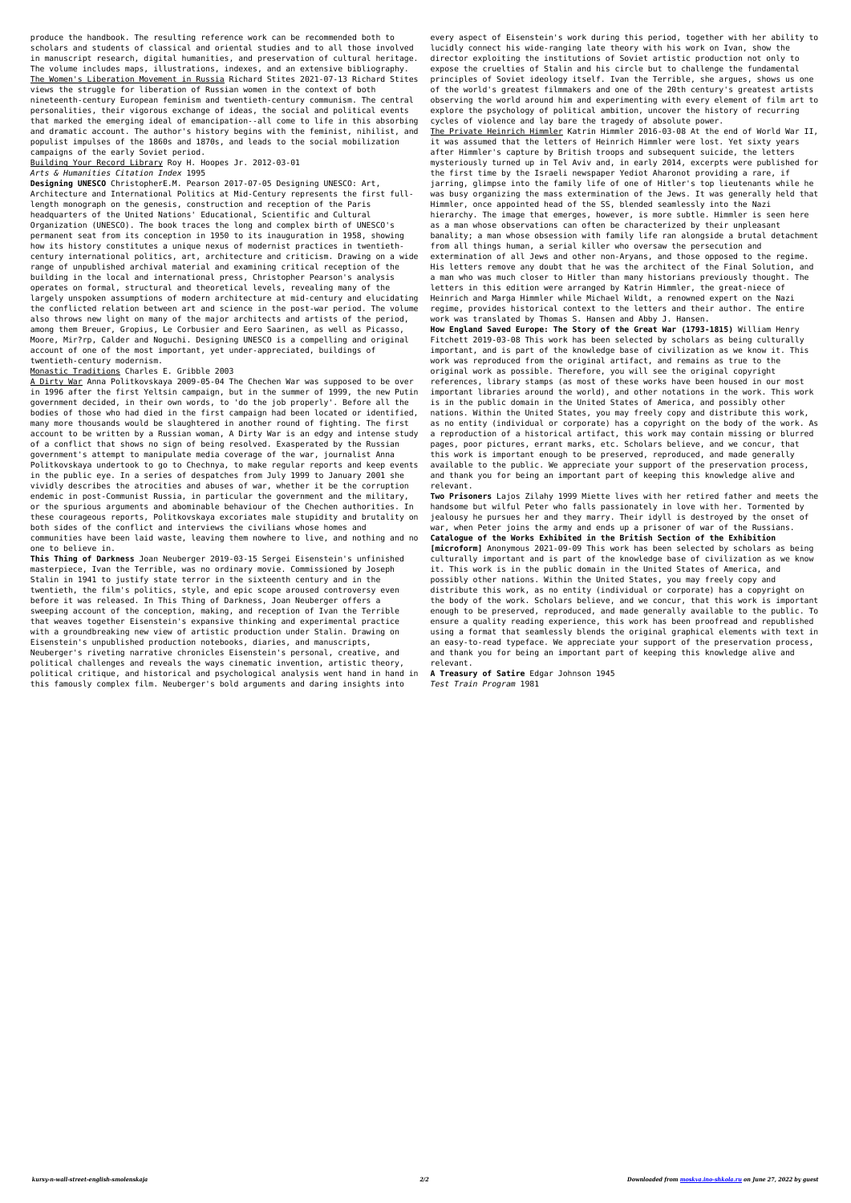produce the handbook. The resulting reference work can be recommended both to scholars and students of classical and oriental studies and to all those involved in manuscript research, digital humanities, and preservation of cultural heritage. The volume includes maps, illustrations, indexes, and an extensive bibliography.

The Women's Liberation Movement in Russia Richard Stites 2021-07-13 Richard Stites views the struggle for liberation of Russian women in the context of both nineteenth-century European feminism and twentieth-century communism. The central personalities, their vigorous exchange of ideas, the social and political events that marked the emerging ideal of emancipation--all come to life in this absorbing and dramatic account. The author's history begins with the feminist, nihilist, and populist impulses of the 1860s and 1870s, and leads to the social mobilization campaigns of the early Soviet period.

Building Your Record Library Roy H. Hoopes Jr. 2012-03-01

*Arts & Humanities Citation Index* 1995

**Designing UNESCO** ChristopherE.M. Pearson 2017-07-05 Designing UNESCO: Art, Architecture and International Politics at Mid-Century represents the first full-length monograph on the genesis, construction and reception of the Paris headquarters of the United Nations' Educational, Scientific and Cultural Organization (UNESCO). The book traces the long and complex birth of UNESCO's permanent seat from its conception in 1950 to its inauguration in 1958, showing how its history constitutes a unique nexus of modernist practices in twentieth-century international politics, art, architecture and criticism. Drawing on a wide range of unpublished archival material and examining critical reception of the building in the local and international press, Christopher Pearson's analysis operates on formal, structural and theoretical levels, revealing many of the largely unspoken assumptions of modern architecture at mid-century and elucidating the conflicted relation between art and science in the post-war period. The volume also throws new light on many of the major architects and artists of the period, among them Breuer, Gropius, Le Corbusier and Eero Saarinen, as well as Picasso, Moore, Mir?rp, Calder and Noguchi. Designing UNESCO is a compelling and original account of one of the most important, yet under-appreciated, buildings of twentieth-century modernism.

Monastic Traditions Charles E. Gribble 2003

A Dirty War Anna Politkovskaya 2009-05-04 The Chechen War was supposed to be over in 1996 after the first Yeltsin campaign, but in the summer of 1999, the new Putin government decided, in their own words, to 'do the job properly'. Before all the bodies of those who had died in the first campaign had been located or identified, many more thousands would be slaughtered in another round of fighting. The first account to be written by a Russian woman, A Dirty War is an edgy and intense study of a conflict that shows no sign of being resolved. Exasperated by the Russian government's attempt to manipulate media coverage of the war, journalist Anna Politkovskaya undertook to go to Chechnya, to make regular reports and keep events in the public eye. In a series of despatches from July 1999 to January 2001 she vividly describes the atrocities and abuses of war, whether it be the corruption endemic in post-Communist Russia, in particular the government and the military, or the spurious arguments and abominable behaviour of the Chechen authorities. In these courageous reports, Politkovskaya excoriates male stupidity and brutality on both sides of the conflict and interviews the civilians whose homes and communities have been laid waste, leaving them nowhere to live, and nothing and no one to believe in.

**This Thing of Darkness** Joan Neuberger 2019-03-15 Sergei Eisenstein's unfinished masterpiece, Ivan the Terrible, was no ordinary movie. Commissioned by Joseph Stalin in 1941 to justify state terror in the sixteenth century and in the twentieth, the film's politics, style, and epic scope aroused controversy even before it was released. In This Thing of Darkness, Joan Neuberger offers a sweeping account of the conception, making, and reception of Ivan the Terrible that weaves together Eisenstein's expansive thinking and experimental practice with a groundbreaking new view of artistic production under Stalin. Drawing on Eisenstein's unpublished production notebooks, diaries, and manuscripts, Neuberger's riveting narrative chronicles Eisenstein's personal, creative, and political challenges and reveals the ways cinematic invention, artistic theory, political critique, and historical and psychological analysis went hand in hand in this famously complex film. Neuberger's bold arguments and daring insights into every aspect of Eisenstein's work during this period, together with her ability to lucidly connect his wide-ranging late theory with his work on Ivan, show the director exploiting the institutions of Soviet artistic production not only to expose the cruelties of Stalin and his circle but to challenge the fundamental principles of Soviet ideology itself. Ivan the Terrible, she argues, shows us one of the world's greatest filmmakers and one of the 20th century's greatest artists observing the world around him and experimenting with every element of film art to explore the psychology of political ambition, uncover the history of recurring cycles of violence and lay bare the tragedy of absolute power.

The Private Heinrich Himmler Katrin Himmler 2016-03-08 At the end of World War II, it was assumed that the letters of Heinrich Himmler were lost. Yet sixty years after Himmler's capture by British troops and subsequent suicide, the letters mysteriously turned up in Tel Aviv and, in early 2014, excerpts were published for the first time by the Israeli newspaper Yediot Aharonot providing a rare, if jarring, glimpse into the family life of one of Hitler's top lieutenants while he was busy organizing the mass extermination of the Jews. It was generally held that Himmler, once appointed head of the SS, blended seamlessly into the Nazi hierarchy. The image that emerges, however, is more subtle. Himmler is seen here as a man whose observations can often be characterized by their unpleasant banality; a man whose obsession with family life ran alongside a brutal detachment from all things human, a serial killer who oversaw the persecution and extermination of all Jews and other non-Aryans, and those opposed to the regime. His letters remove any doubt that he was the architect of the Final Solution, and a man who was much closer to Hitler than many historians previously thought. The letters in this edition were arranged by Katrin Himmler, the great-niece of Heinrich and Marga Himmler while Michael Wildt, a renowned expert on the Nazi regime, provides historical context to the letters and their author. The entire work was translated by Thomas S. Hansen and Abby J. Hansen.

**How England Saved Europe: The Story of the Great War (1793-1815)** William Henry Fitchett 2019-03-08 This work has been selected by scholars as being culturally important, and is part of the knowledge base of civilization as we know it. This work was reproduced from the original artifact, and remains as true to the original work as possible. Therefore, you will see the original copyright references, library stamps (as most of these works have been housed in our most important libraries around the world), and other notations in the work. This work is in the public domain in the United States of America, and possibly other nations. Within the United States, you may freely copy and distribute this work, as no entity (individual or corporate) has a copyright on the body of the work. As a reproduction of a historical artifact, this work may contain missing or blurred pages, poor pictures, errant marks, etc. Scholars believe, and we concur, that this work is important enough to be preserved, reproduced, and made generally available to the public. We appreciate your support of the preservation process, and thank you for being an important part of keeping this knowledge alive and relevant.

**Two Prisoners** Lajos Zilahy 1999 Miette lives with her retired father and meets the handsome but wilful Peter who falls passionately in love with her. Tormented by jealousy he pursues her and they marry. Their idyll is destroyed by the onset of war, when Peter joins the army and ends up a prisoner of war of the Russians.

**Catalogue of the Works Exhibited in the British Section of the Exhibition [microform]** Anonymous 2021-09-09 This work has been selected by scholars as being culturally important and is part of the knowledge base of civilization as we know it. This work is in the public domain in the United States of America, and possibly other nations. Within the United States, you may freely copy and distribute this work, as no entity (individual or corporate) has a copyright on the body of the work. Scholars believe, and we concur, that this work is important enough to be preserved, reproduced, and made generally available to the public. To ensure a quality reading experience, this work has been proofread and republished using a format that seamlessly blends the original graphical elements with text in an easy-to-read typeface. We appreciate your support of the preservation process, and thank you for being an important part of keeping this knowledge alive and relevant.

**A Treasury of Satire** Edgar Johnson 1945

*Test Train Program* 1981